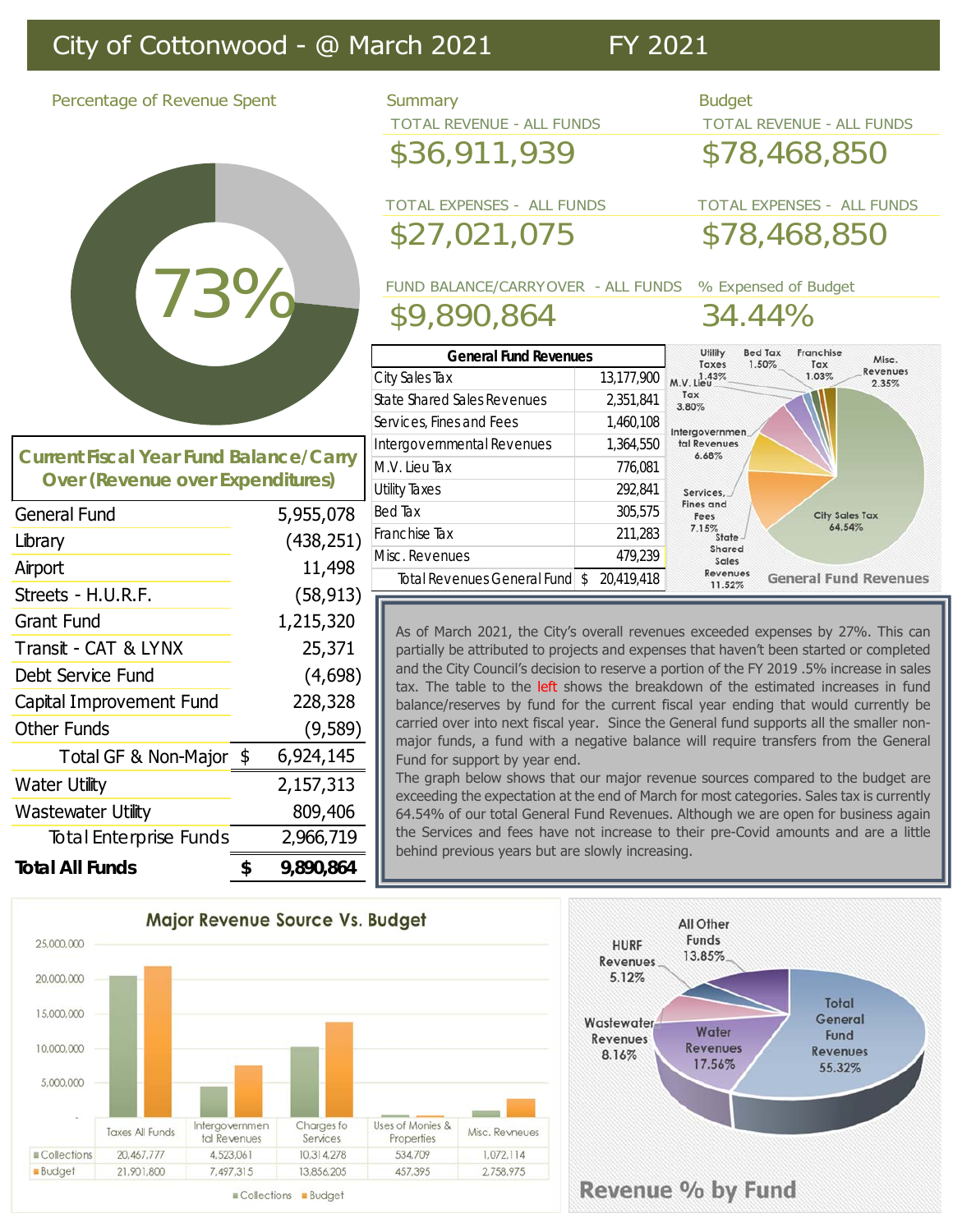# City of Cottonwood - @ March 2021 FY 2021

## Percentage of Revenue Spent

73%

## Summary

TOTAL REVENUE - ALL FUNDS

$36,911,939

TOTAL EXPENSES - ALL FUNDS

$27,021,075

FUND BALANCE/CARRYOVER - ALL FUNDS

$9,890,864

## Budget

TOTAL REVENUE - ALL FUNDS

$78,468,850

TOTAL EXPENSES - ALL FUNDS

$78,468,850

% Expensed of Budget

34.44%

| General Fund Revenues | |
|---|---|
| City Sales Tax | 13,177,900 |
| State Shared Sales Revenues | 2,351,841 |
| Services, Fines and Fees | 1,460,108 |
| Intergovernmental Revenues | 1,364,550 |
| M.V. Lieu Tax | 776,081 |
| Utility Taxes | 292,841 |
| Bed Tax | 305,575 |
| Franchise Tax | 211,283 |
| Misc. Revenues | 479,239 |
| Total Revenues General Fund | $ 20,419,418 |

**General Fund Revenues**

City Sales Tax 64.54%; State Shared Sales Revenues 11.52%; Services, Fines and Fees 7.15%; Intergovernmental Revenues 6.68%; M.V. Lieu Tax 3.80%; Utility Taxes 1.43%; Bed Tax 1.50%; Franchise Tax 1.03%; Misc. Revenues 2.35%

## Current Fiscal Year Fund Balance/Carry Over (Revenue over Expenditures)

| Fund | Amount |
|---|---|
| General Fund | 5,955,078 |
| Library | (438,251) |
| Airport | 11,498 |
| Streets - H.U.R.F. | (58,913) |
| Grant Fund | 1,215,320 |
| Transit - CAT & LYNX | 25,371 |
| Debt Service Fund | (4,698) |
| Capital Improvement Fund | 228,328 |
| Other Funds | (9,589) |
| Total GF & Non-Major | $ 6,924,145 |
| Water Utility | 2,157,313 |
| Wastewater Utility | 809,406 |
| Total Enterprise Funds | 2,966,719 |
| **Total All Funds** | **$ 9,890,864** |

As of March 2021, the City's overall revenues exceeded expenses by 27%. This can partially be attributed to projects and expenses that haven't been started or completed and the City Council's decision to reserve a portion of the FY 2019 .5% increase in sales tax. The table to the left shows the breakdown of the estimated increases in fund balance/reserves by fund for the current fiscal year ending that would currently be carried over into next fiscal year. Since the General fund supports all the smaller non-major funds, a fund with a negative balance will require transfers from the General Fund for support by year end.

The graph below shows that our major revenue sources compared to the budget are exceeding the expectation at the end of March for most categories. Sales tax is currently 64.54% of our total General Fund Revenues. Although we are open for business again the Services and fees have not increase to their pre-Covid amounts and are a little behind previous years but are slowly increasing.

## Major Revenue Source Vs. Budget

| | Taxes All Funds | Intergovernmental Revenues | Charges fo Services | Uses of Monies & Properties | Misc. Revneues |
|---|---|---|---|---|---|
| Collections | 20,467,777 | 4,523,061 | 10,314,278 | 534,709 | 1,072,114 |
| Budget | 21,901,800 | 7,497,315 | 13,856,205 | 457,395 | 2,758,975 |

## Revenue % by Fund

Total General Fund Revenues 55.32%; Water Revenues 17.56%; Wastewater Revenues 8.16%; HURF Revenues 5.12%; All Other Funds 13.85%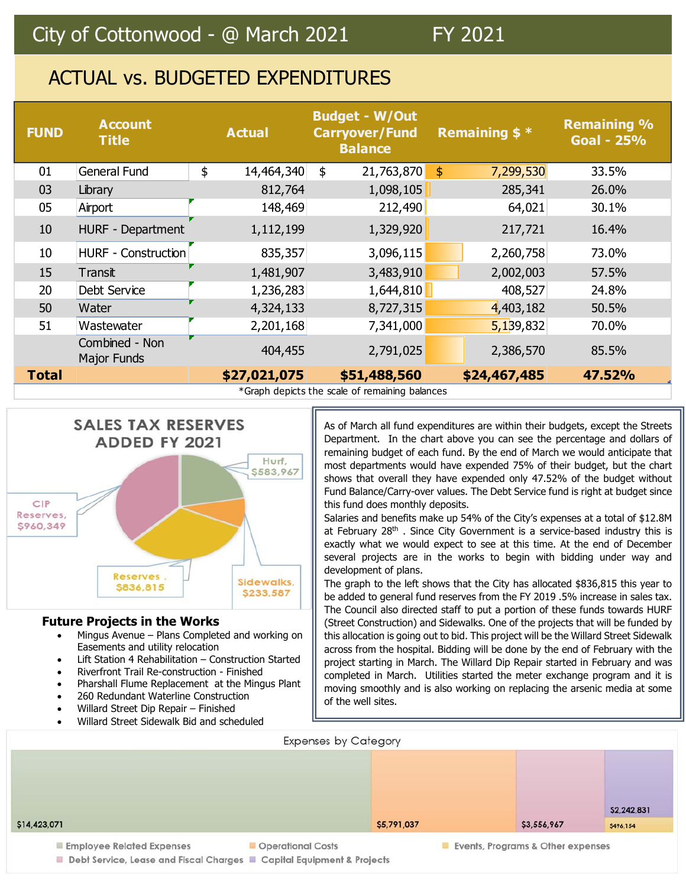# City of Cottonwood - @ March 2021 FY 2021

## ACTUAL vs. BUDGETED EXPENDITURES

| FUND | Account Title | Actual | Budget - W/Out Carryover/Fund Balance | Remaining $ * | Remaining % Goal - 25% |
|---|---|---|---|---|---|
| 01 | General Fund | $ 14,464,340 | $ 21,763,870 | $ 7,299,530 | 33.5% |
| 03 | Library | 812,764 | 1,098,105 | 285,341 | 26.0% |
| 05 | Airport | 148,469 | 212,490 | 64,021 | 30.1% |
| 10 | HURF - Department | 1,112,199 | 1,329,920 | 217,721 | 16.4% |
| 10 | HURF - Construction | 835,357 | 3,096,115 | 2,260,758 | 73.0% |
| 15 | Transit | 1,481,907 | 3,483,910 | 2,002,003 | 57.5% |
| 20 | Debt Service | 1,236,283 | 1,644,810 | 408,527 | 24.8% |
| 50 | Water | 4,324,133 | 8,727,315 | 4,403,182 | 50.5% |
| 51 | Wastewater | 2,201,168 | 7,341,000 | 5,139,832 | 70.0% |
| | Combined - Non Major Funds | 404,455 | 2,791,025 | 2,386,570 | 85.5% |
| **Total** | | **$27,021,075** | **$51,488,560** | **$24,467,485** | **47.52%** |

*Graph depicts the scale of remaining balances

SALES TAX RESERVES ADDED FY 2021

Hurf, $583,967

CIP Reserves, $960,349

Reserves, $836,815

Sidewalks, $233,587

As of March all fund expenditures are within their budgets, except the Streets Department. In the chart above you can see the percentage and dollars of remaining budget of each fund. By the end of March we would anticipate that most departments would have expended 75% of their budget, but the chart shows that overall they have expended only 47.52% of the budget without Fund Balance/Carry-over values. The Debt Service fund is right at budget since this fund does monthly deposits.

Salaries and benefits make up 54% of the City's expenses at a total of $12.8M at February 28th . Since City Government is a service-based industry this is exactly what we would expect to see at this time. At the end of December several projects are in the works to begin with bidding under way and development of plans.

The graph to the left shows that the City has allocated $836,815 this year to be added to general fund reserves from the FY 2019 .5% increase in sales tax. The Council also directed staff to put a portion of these funds towards HURF (Street Construction) and Sidewalks. One of the projects that will be funded by this allocation is going out to bid. This project will be the Willard Street Sidewalk across from the hospital. Bidding will be done by the end of February with the project starting in March. The Willard Dip Repair started in February and was completed in March. Utilities started the meter exchange program and it is moving smoothly and is also working on replacing the arsenic media at some of the well sites.

### Future Projects in the Works

- Mingus Avenue – Plans Completed and working on Easements and utility relocation
- Lift Station 4 Rehabilitation – Construction Started
- Riverfront Trail Re-construction - Finished
- Pharshall Flume Replacement at the Mingus Plant
- 260 Redundant Waterline Construction
- Willard Street Dip Repair – Finished
- Willard Street Sidewalk Bid and scheduled

Expenses by Category

$14,423,071

$5,791,037

$3,556,967

$2,242,831

$496,154

Employee Related Expenses

Operational Costs

Events, Programs & Other expenses

Debt Service, Lease and Fiscal Charges

Capital Equipment & Projects